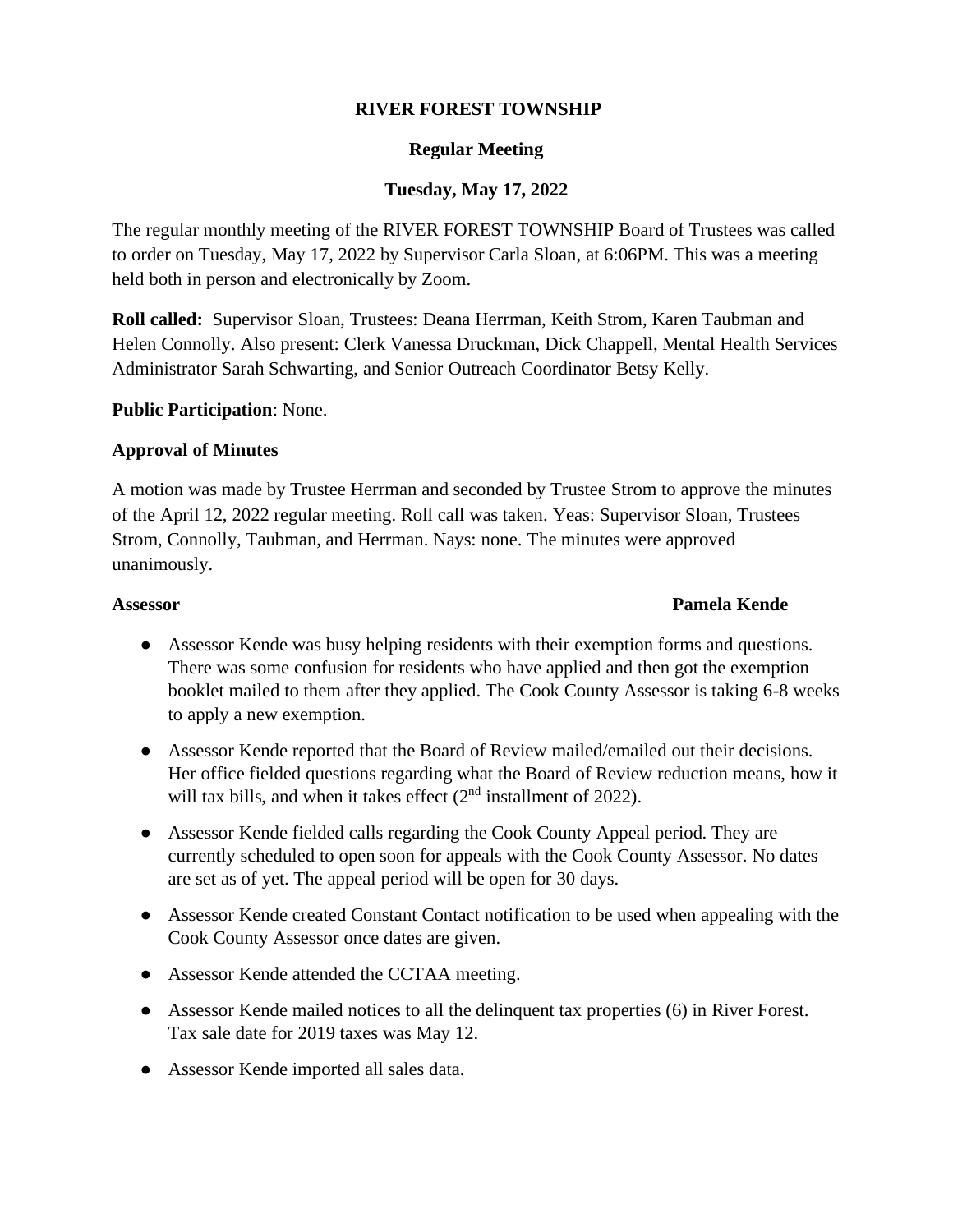# RIVER FOREST TOWNSHIP

## Regular Meeting

## Tuesday, May 17, 2022

The regular monthly meeting of the RIVER FOREST TOWNSHIP Board of Trustees was called to order on Tuesday, May 17, 2022 by Supervisor Carla Sloan, at 6:06PM. This was a meeting held both in person and electronically by Zoom.

**Roll called:** Supervisor Sloan, Trustees: Deana Herrman, Keith Strom, Karen Taubman and Helen Connolly. Also present: Clerk Vanessa Druckman, Dick Chappell, Mental Health Services Administrator Sarah Schwarting, and Senior Outreach Coordinator Betsy Kelly.

**Public Participation**: None.

**Approval of Minutes**

A motion was made by Trustee Herrman and seconded by Trustee Strom to approve the minutes of the April 12, 2022 regular meeting. Roll call was taken. Yeas: Supervisor Sloan, Trustees Strom, Connolly, Taubman, and Herrman. Nays: none. The minutes were approved unanimously.

**Assessor** **Pamela Kende**

- Assessor Kende was busy helping residents with their exemption forms and questions. There was some confusion for residents who have applied and then got the exemption booklet mailed to them after they applied. The Cook County Assessor is taking 6-8 weeks to apply a new exemption.
- Assessor Kende reported that the Board of Review mailed/emailed out their decisions. Her office fielded questions regarding what the Board of Review reduction means, how it will tax bills, and when it takes effect (2nd installment of 2022).
- Assessor Kende fielded calls regarding the Cook County Appeal period. They are currently scheduled to open soon for appeals with the Cook County Assessor. No dates are set as of yet. The appeal period will be open for 30 days.
- Assessor Kende created Constant Contact notification to be used when appealing with the Cook County Assessor once dates are given.
- Assessor Kende attended the CCTAA meeting.
- Assessor Kende mailed notices to all the delinquent tax properties (6) in River Forest. Tax sale date for 2019 taxes was May 12.
- Assessor Kende imported all sales data.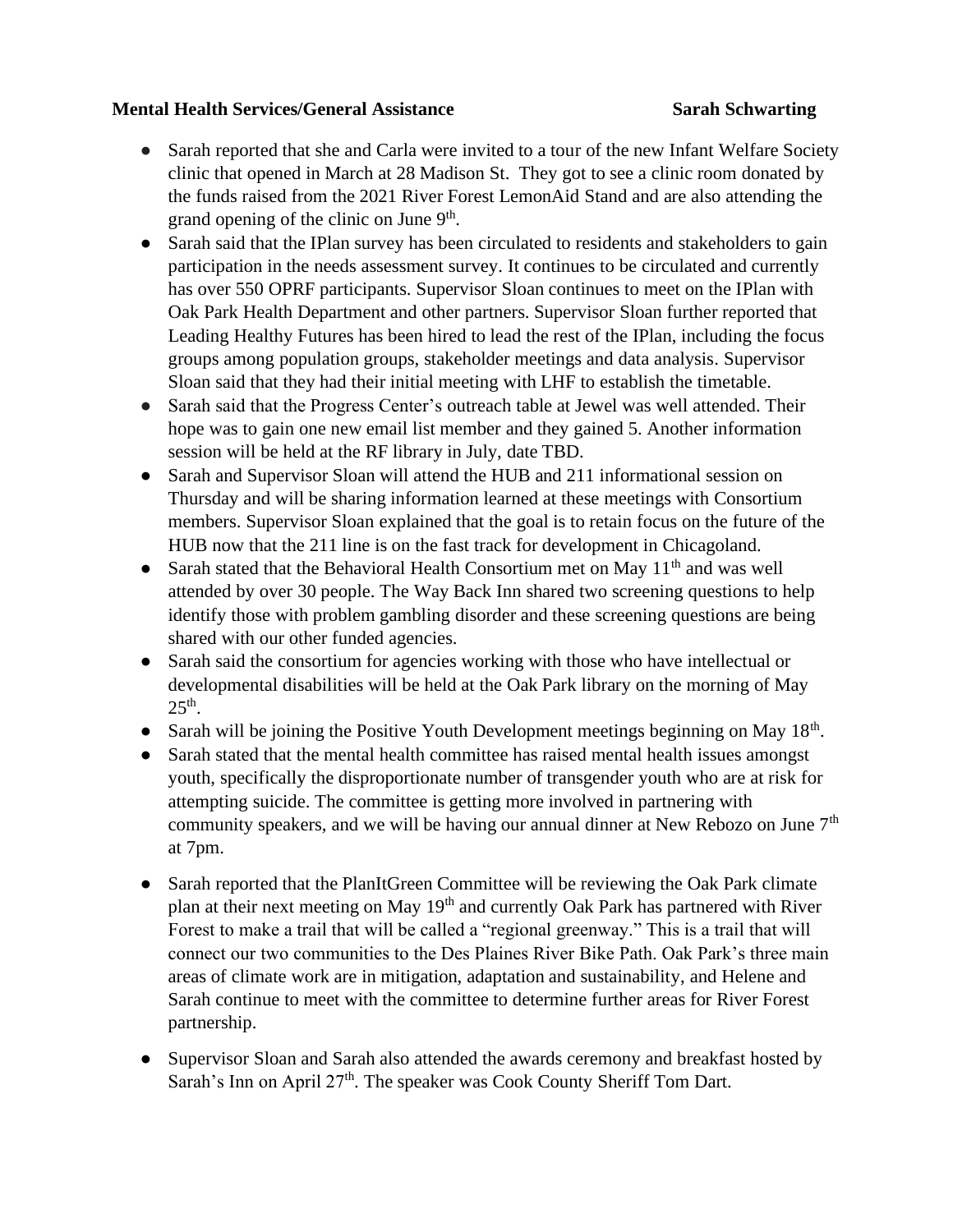**Mental Health Services/General Assistance** **Sarah Schwarting**

- Sarah reported that she and Carla were invited to a tour of the new Infant Welfare Society clinic that opened in March at 28 Madison St. They got to see a clinic room donated by the funds raised from the 2021 River Forest LemonAid Stand and are also attending the grand opening of the clinic on June 9th.
- Sarah said that the IPlan survey has been circulated to residents and stakeholders to gain participation in the needs assessment survey. It continues to be circulated and currently has over 550 OPRF participants. Supervisor Sloan continues to meet on the IPlan with Oak Park Health Department and other partners. Supervisor Sloan further reported that Leading Healthy Futures has been hired to lead the rest of the IPlan, including the focus groups among population groups, stakeholder meetings and data analysis. Supervisor Sloan said that they had their initial meeting with LHF to establish the timetable.
- Sarah said that the Progress Center's outreach table at Jewel was well attended. Their hope was to gain one new email list member and they gained 5. Another information session will be held at the RF library in July, date TBD.
- Sarah and Supervisor Sloan will attend the HUB and 211 informational session on Thursday and will be sharing information learned at these meetings with Consortium members. Supervisor Sloan explained that the goal is to retain focus on the future of the HUB now that the 211 line is on the fast track for development in Chicagoland.
- Sarah stated that the Behavioral Health Consortium met on May 11th and was well attended by over 30 people. The Way Back Inn shared two screening questions to help identify those with problem gambling disorder and these screening questions are being shared with our other funded agencies.
- Sarah said the consortium for agencies working with those who have intellectual or developmental disabilities will be held at the Oak Park library on the morning of May 25th.
- Sarah will be joining the Positive Youth Development meetings beginning on May 18th.
- Sarah stated that the mental health committee has raised mental health issues amongst youth, specifically the disproportionate number of transgender youth who are at risk for attempting suicide. The committee is getting more involved in partnering with community speakers, and we will be having our annual dinner at New Rebozo on June 7th at 7pm.
- Sarah reported that the PlanItGreen Committee will be reviewing the Oak Park climate plan at their next meeting on May 19th and currently Oak Park has partnered with River Forest to make a trail that will be called a "regional greenway." This is a trail that will connect our two communities to the Des Plaines River Bike Path. Oak Park's three main areas of climate work are in mitigation, adaptation and sustainability, and Helene and Sarah continue to meet with the committee to determine further areas for River Forest partnership.
- Supervisor Sloan and Sarah also attended the awards ceremony and breakfast hosted by Sarah's Inn on April 27th. The speaker was Cook County Sheriff Tom Dart.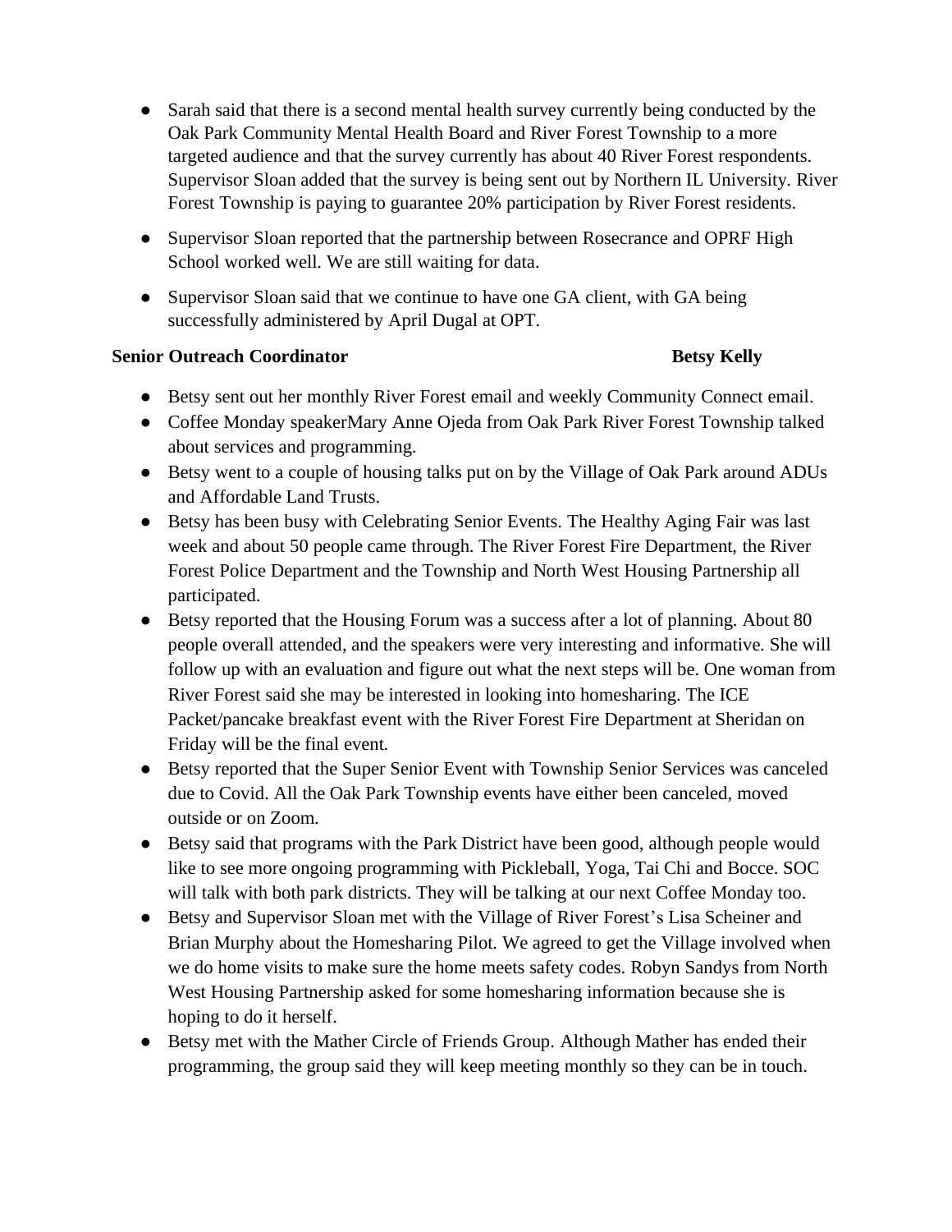- Sarah said that there is a second mental health survey currently being conducted by the Oak Park Community Mental Health Board and River Forest Township to a more targeted audience and that the survey currently has about 40 River Forest respondents. Supervisor Sloan added that the survey is being sent out by Northern IL University. River Forest Township is paying to guarantee 20% participation by River Forest residents.

- Supervisor Sloan reported that the partnership between Rosecrance and OPRF High School worked well. We are still waiting for data.

- Supervisor Sloan said that we continue to have one GA client, with GA being successfully administered by April Dugal at OPT.

**Senior Outreach Coordinator** **Betsy Kelly**

- Betsy sent out her monthly River Forest email and weekly Community Connect email.
- Coffee Monday speakerMary Anne Ojeda from Oak Park River Forest Township talked about services and programming.
- Betsy went to a couple of housing talks put on by the Village of Oak Park around ADUs and Affordable Land Trusts.
- Betsy has been busy with Celebrating Senior Events. The Healthy Aging Fair was last week and about 50 people came through. The River Forest Fire Department, the River Forest Police Department and the Township and North West Housing Partnership all participated.
- Betsy reported that the Housing Forum was a success after a lot of planning. About 80 people overall attended, and the speakers were very interesting and informative. She will follow up with an evaluation and figure out what the next steps will be. One woman from River Forest said she may be interested in looking into homesharing. The ICE Packet/pancake breakfast event with the River Forest Fire Department at Sheridan on Friday will be the final event.
- Betsy reported that the Super Senior Event with Township Senior Services was canceled due to Covid. All the Oak Park Township events have either been canceled, moved outside or on Zoom.
- Betsy said that programs with the Park District have been good, although people would like to see more ongoing programming with Pickleball, Yoga, Tai Chi and Bocce. SOC will talk with both park districts. They will be talking at our next Coffee Monday too.
- Betsy and Supervisor Sloan met with the Village of River Forest's Lisa Scheiner and Brian Murphy about the Homesharing Pilot. We agreed to get the Village involved when we do home visits to make sure the home meets safety codes. Robyn Sandys from North West Housing Partnership asked for some homesharing information because she is hoping to do it herself.
- Betsy met with the Mather Circle of Friends Group. Although Mather has ended their programming, the group said they will keep meeting monthly so they can be in touch.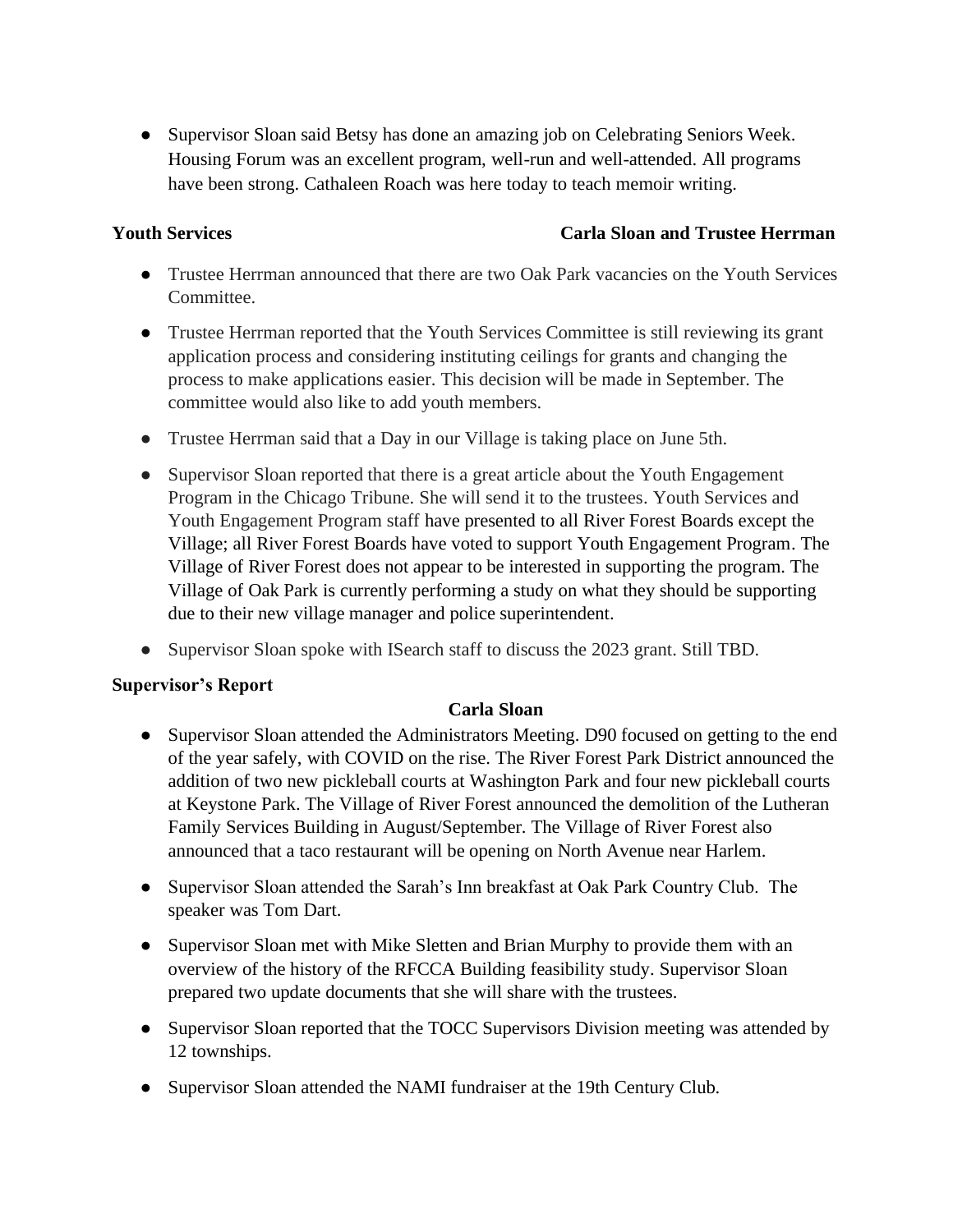- Supervisor Sloan said Betsy has done an amazing job on Celebrating Seniors Week. Housing Forum was an excellent program, well-run and well-attended. All programs have been strong. Cathaleen Roach was here today to teach memoir writing.

**Youth Services** **Carla Sloan and Trustee Herrman**

- Trustee Herrman announced that there are two Oak Park vacancies on the Youth Services Committee.
- Trustee Herrman reported that the Youth Services Committee is still reviewing its grant application process and considering instituting ceilings for grants and changing the process to make applications easier. This decision will be made in September. The committee would also like to add youth members.
- Trustee Herrman said that a Day in our Village is taking place on June 5th.
- Supervisor Sloan reported that there is a great article about the Youth Engagement Program in the Chicago Tribune. She will send it to the trustees. Youth Services and Youth Engagement Program staff have presented to all River Forest Boards except the Village; all River Forest Boards have voted to support Youth Engagement Program. The Village of River Forest does not appear to be interested in supporting the program. The Village of Oak Park is currently performing a study on what they should be supporting due to their new village manager and police superintendent.
- Supervisor Sloan spoke with ISearch staff to discuss the 2023 grant. Still TBD.

**Supervisor's Report**

**Carla Sloan**

- Supervisor Sloan attended the Administrators Meeting. D90 focused on getting to the end of the year safely, with COVID on the rise. The River Forest Park District announced the addition of two new pickleball courts at Washington Park and four new pickleball courts at Keystone Park. The Village of River Forest announced the demolition of the Lutheran Family Services Building in August/September. The Village of River Forest also announced that a taco restaurant will be opening on North Avenue near Harlem.
- Supervisor Sloan attended the Sarah's Inn breakfast at Oak Park Country Club. The speaker was Tom Dart.
- Supervisor Sloan met with Mike Sletten and Brian Murphy to provide them with an overview of the history of the RFCCA Building feasibility study. Supervisor Sloan prepared two update documents that she will share with the trustees.
- Supervisor Sloan reported that the TOCC Supervisors Division meeting was attended by 12 townships.
- Supervisor Sloan attended the NAMI fundraiser at the 19th Century Club.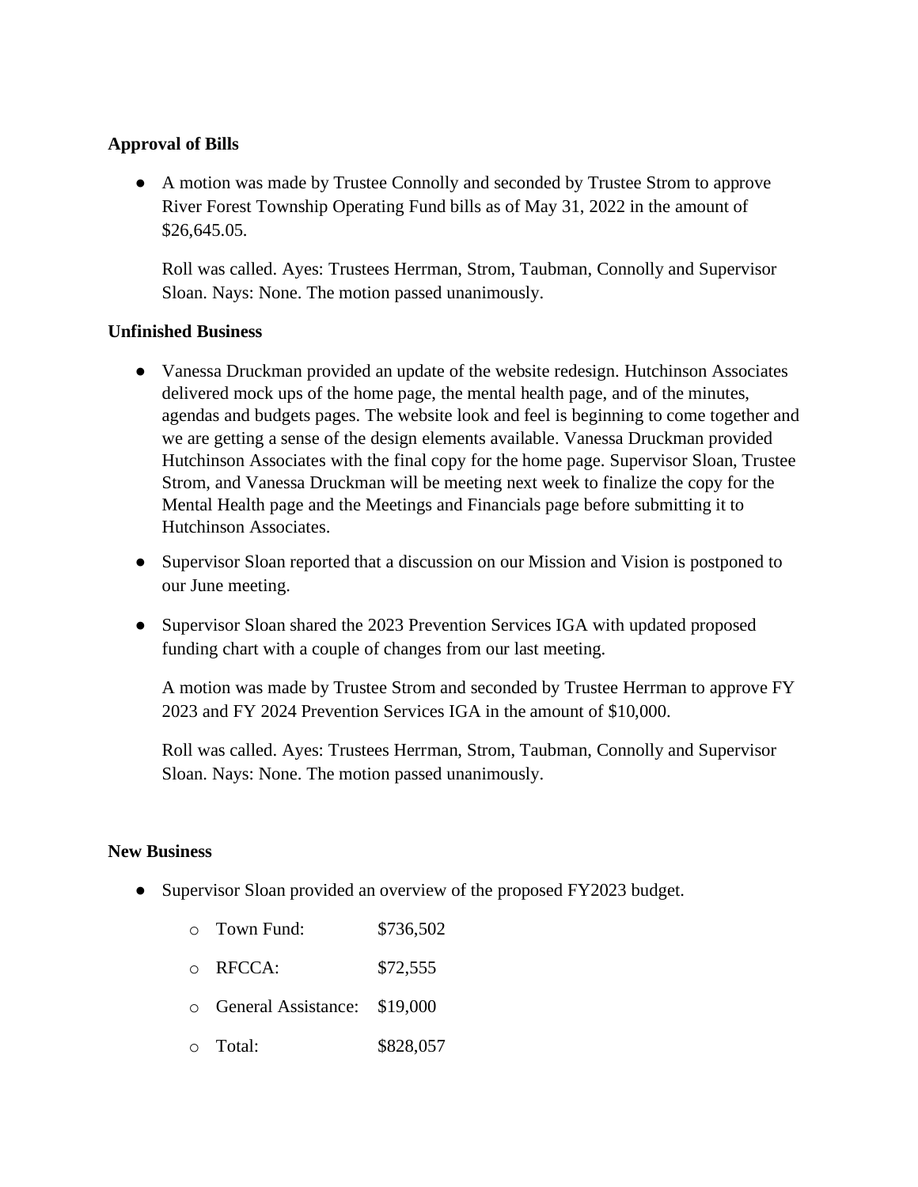**Approval of Bills**

- A motion was made by Trustee Connolly and seconded by Trustee Strom to approve River Forest Township Operating Fund bills as of May 31, 2022 in the amount of $26,645.05.

  Roll was called. Ayes: Trustees Herrman, Strom, Taubman, Connolly and Supervisor Sloan. Nays: None. The motion passed unanimously.

**Unfinished Business**

- Vanessa Druckman provided an update of the website redesign. Hutchinson Associates delivered mock ups of the home page, the mental health page, and of the minutes, agendas and budgets pages. The website look and feel is beginning to come together and we are getting a sense of the design elements available. Vanessa Druckman provided Hutchinson Associates with the final copy for the home page. Supervisor Sloan, Trustee Strom, and Vanessa Druckman will be meeting next week to finalize the copy for the Mental Health page and the Meetings and Financials page before submitting it to Hutchinson Associates.

- Supervisor Sloan reported that a discussion on our Mission and Vision is postponed to our June meeting.

- Supervisor Sloan shared the 2023 Prevention Services IGA with updated proposed funding chart with a couple of changes from our last meeting.

  A motion was made by Trustee Strom and seconded by Trustee Herrman to approve FY 2023 and FY 2024 Prevention Services IGA in the amount of $10,000.

  Roll was called. Ayes: Trustees Herrman, Strom, Taubman, Connolly and Supervisor Sloan. Nays: None. The motion passed unanimously.

**New Business**

- Supervisor Sloan provided an overview of the proposed FY2023 budget.
  - Town Fund: $736,502
  - RFCCA: $72,555
  - General Assistance: $19,000
  - Total: $828,057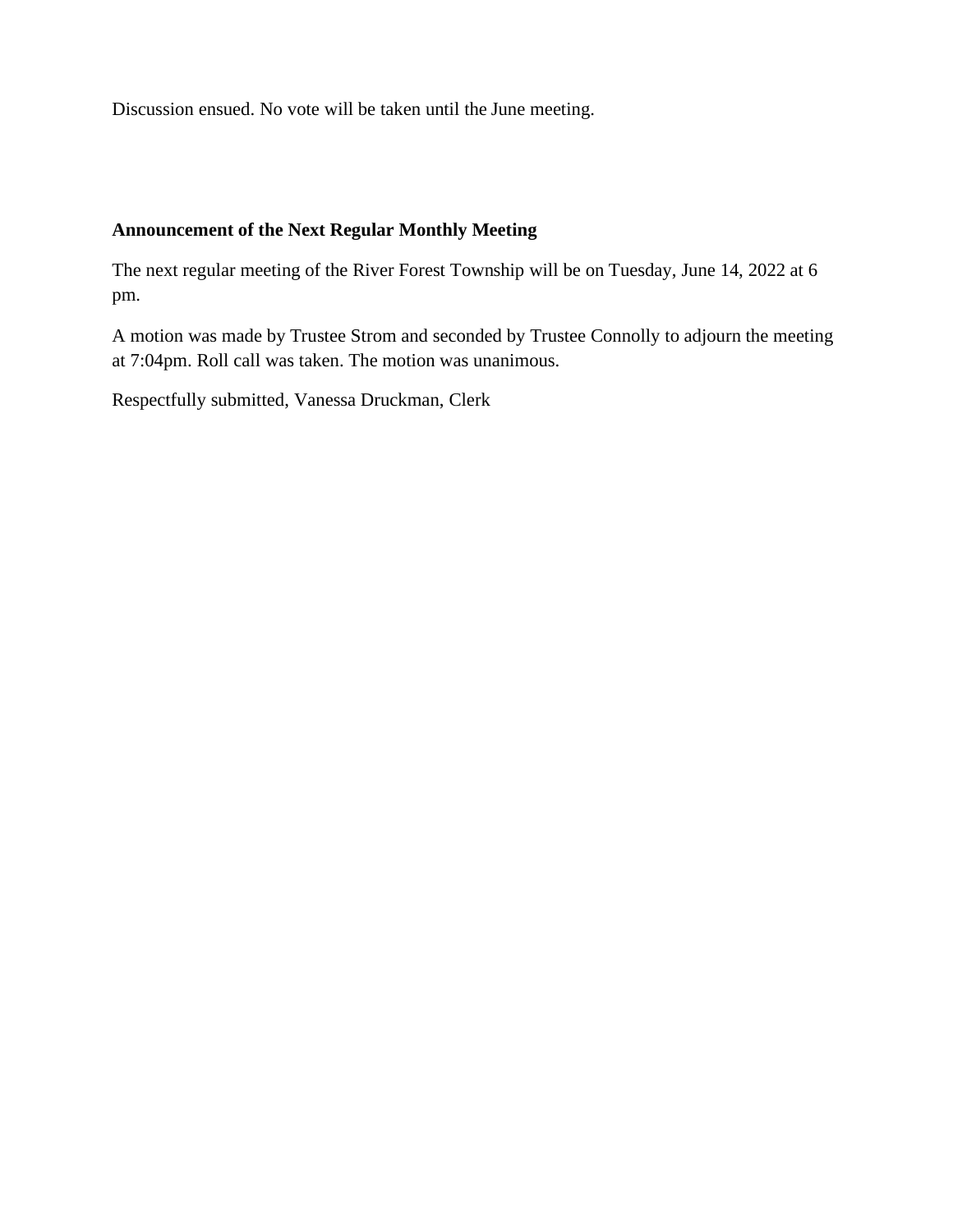Discussion ensued. No vote will be taken until the June meeting.

**Announcement of the Next Regular Monthly Meeting**

The next regular meeting of the River Forest Township will be on Tuesday, June 14, 2022 at 6 pm.

A motion was made by Trustee Strom and seconded by Trustee Connolly to adjourn the meeting at 7:04pm. Roll call was taken. The motion was unanimous.

Respectfully submitted, Vanessa Druckman, Clerk